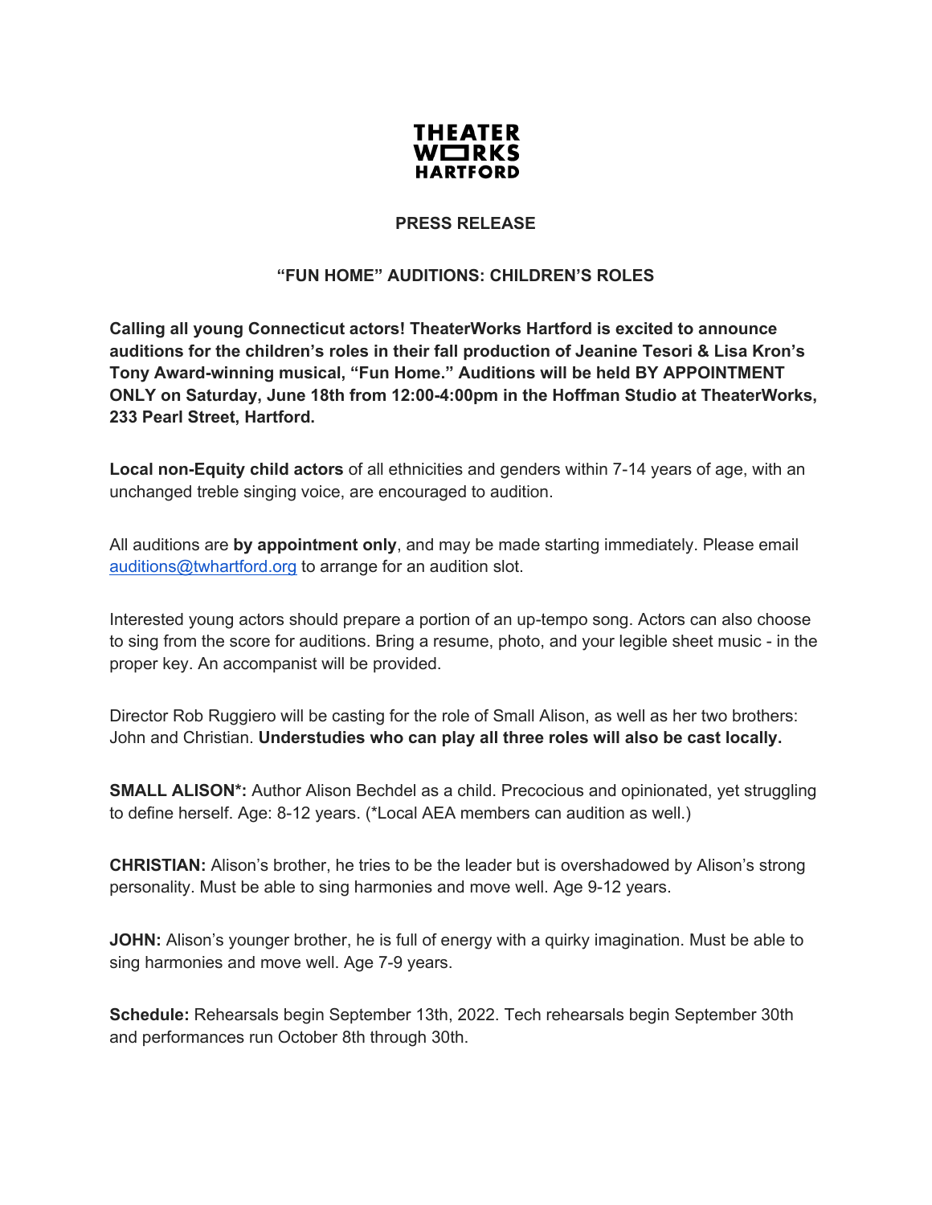**THEATER WORKS HARTFORD**

## PRESS RELEASE

## "FUN HOME" AUDITIONS: CHILDREN'S ROLES

**Calling all young Connecticut actors! TheaterWorks Hartford is excited to announce auditions for the children's roles in their fall production of Jeanine Tesori & Lisa Kron's Tony Award-winning musical, "Fun Home." Auditions will be held BY APPOINTMENT ONLY on Saturday, June 18th from 12:00-4:00pm in the Hoffman Studio at TheaterWorks, 233 Pearl Street, Hartford.**

**Local non-Equity child actors** of all ethnicities and genders within 7-14 years of age, with an unchanged treble singing voice, are encouraged to audition.

All auditions are **by appointment only**, and may be made starting immediately. Please email auditions@twhartford.org to arrange for an audition slot.

Interested young actors should prepare a portion of an up-tempo song. Actors can also choose to sing from the score for auditions. Bring a resume, photo, and your legible sheet music - in the proper key. An accompanist will be provided.

Director Rob Ruggiero will be casting for the role of Small Alison, as well as her two brothers: John and Christian. **Understudies who can play all three roles will also be cast locally.**

**SMALL ALISON*:** Author Alison Bechdel as a child. Precocious and opinionated, yet struggling to define herself. Age: 8-12 years. (*Local AEA members can audition as well.)

**CHRISTIAN:** Alison's brother, he tries to be the leader but is overshadowed by Alison's strong personality. Must be able to sing harmonies and move well. Age 9-12 years.

**JOHN:** Alison's younger brother, he is full of energy with a quirky imagination. Must be able to sing harmonies and move well. Age 7-9 years.

**Schedule:** Rehearsals begin September 13th, 2022. Tech rehearsals begin September 30th and performances run October 8th through 30th.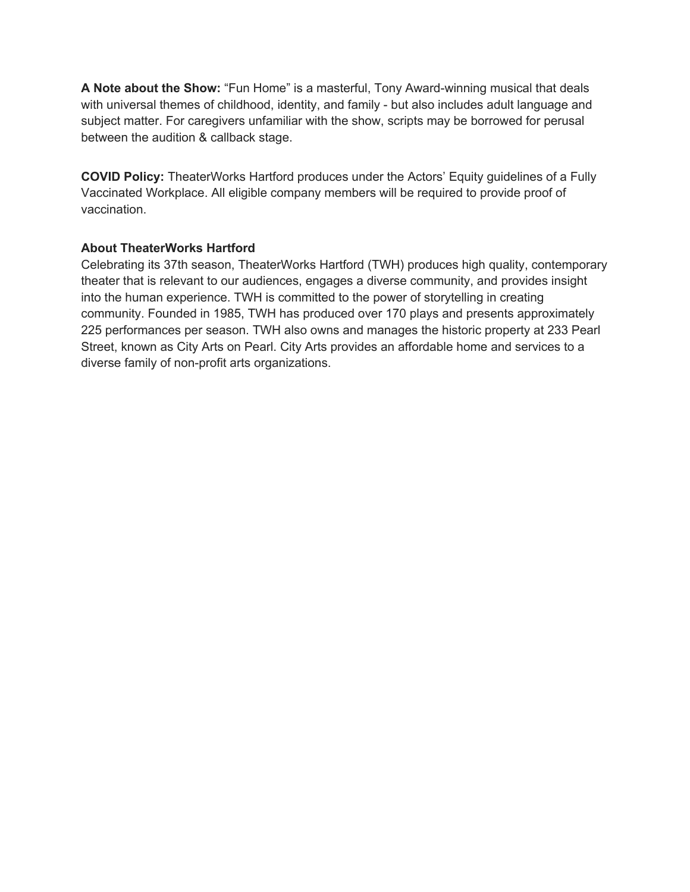**A Note about the Show:** “Fun Home” is a masterful, Tony Award-winning musical that deals with universal themes of childhood, identity, and family - but also includes adult language and subject matter. For caregivers unfamiliar with the show, scripts may be borrowed for perusal between the audition & callback stage.

**COVID Policy:** TheaterWorks Hartford produces under the Actors’ Equity guidelines of a Fully Vaccinated Workplace. All eligible company members will be required to provide proof of vaccination.

**About TheaterWorks Hartford**

Celebrating its 37th season, TheaterWorks Hartford (TWH) produces high quality, contemporary theater that is relevant to our audiences, engages a diverse community, and provides insight into the human experience. TWH is committed to the power of storytelling in creating community. Founded in 1985, TWH has produced over 170 plays and presents approximately 225 performances per season. TWH also owns and manages the historic property at 233 Pearl Street, known as City Arts on Pearl. City Arts provides an affordable home and services to a diverse family of non-profit arts organizations.